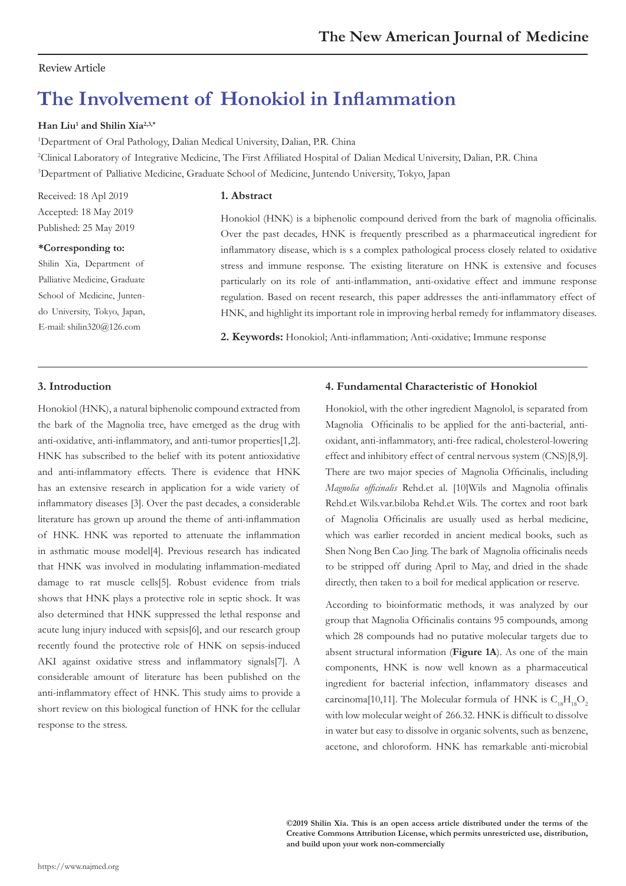Review Article

# The Involvement of Honokiol in Inflammation

**Han Liu[1] and Shilin Xia[2,3,*]**

[1]Department of Oral Pathology, Dalian Medical University, Dalian, P.R. China

[2]Clinical Laboratory of Integrative Medicine, The First Affiliated Hospital of Dalian Medical University, Dalian, P.R. China

[3]Department of Palliative Medicine, Graduate School of Medicine, Juntendo University, Tokyo, Japan

Received: 18 Apl 2019
Accepted: 18 May 2019
Published: 25 May 2019

**\*Corresponding to:**
Shilin Xia, Department of Palliative Medicine, Graduate School of Medicine, Juntendo University, Tokyo, Japan, E-mail: shilin320@126.com

## 1. Abstract

Honokiol (HNK) is a biphenolic compound derived from the bark of magnolia officinalis. Over the past decades, HNK is frequently prescribed as a pharmaceutical ingredient for inflammatory disease, which is s a complex pathological process closely related to oxidative stress and immune response. The existing literature on HNK is extensive and focuses particularly on its role of anti-inflammation, anti-oxidative effect and immune response regulation. Based on recent research, this paper addresses the anti-inflammatory effect of HNK, and highlight its important role in improving herbal remedy for inflammatory diseases.

**2. Keywords:** Honokiol; Anti-inflammation; Anti-oxidative; Immune response

## 3. Introduction

Honokiol (HNK), a natural biphenolic compound extracted from the bark of the Magnolia tree, have emerged as the drug with anti-oxidative, anti-inflammatory, and anti-tumor properties[1,2]. HNK has subscribed to the belief with its potent antioxidative and anti-inflammatory effects. There is evidence that HNK has an extensive research in application for a wide variety of inflammatory diseases [3]. Over the past decades, a considerable literature has grown up around the theme of anti-inflammation of HNK. HNK was reported to attenuate the inflammation in asthmatic mouse model[4]. Previous research has indicated that HNK was involved in modulating inflammation-mediated damage to rat muscle cells[5]. Robust evidence from trials shows that HNK plays a protective role in septic shock. It was also determined that HNK suppressed the lethal response and acute lung injury induced with sepsis[6], and our research group recently found the protective role of HNK on sepsis-induced AKI against oxidative stress and inflammatory signals[7]. A considerable amount of literature has been published on the anti-inflammatory effect of HNK. This study aims to provide a short review on this biological function of HNK for the cellular response to the stress.

## 4. Fundamental Characteristic of Honokiol

Honokiol, with the other ingredient Magnolol, is separated from Magnolia Officinalis to be applied for the anti-bacterial, anti-oxidant, anti-inflammatory, anti-free radical, cholesterol-lowering effect and inhibitory effect of central nervous system (CNS)[8,9]. There are two major species of Magnolia Officinalis, including *Magnolia officinalis* Rehd.et al. [10]Wils and Magnolia offinalis Rehd.et Wils.var.biloba Rehd.et Wils. The cortex and root bark of Magnolia Officinalis are usually used as herbal medicine, which was earlier recorded in ancient medical books, such as Shen Nong Ben Cao Jing. The bark of Magnolia officinalis needs to be stripped off during April to May, and dried in the shade directly, then taken to a boil for medical application or reserve.

According to bioinformatic methods, it was analyzed by our group that Magnolia Officinalis contains 95 compounds, among which 28 compounds had no putative molecular targets due to absent structural information (**Figure 1A**). As one of the main components, HNK is now well known as a pharmaceutical ingredient for bacterial infection, inflammatory diseases and carcinoma[10,11]. The Molecular formula of HNK is $C_{18}H_{18}O_2$ with low molecular weight of 266.32. HNK is difficult to dissolve in water but easy to dissolve in organic solvents, such as benzene, acetone, and chloroform. HNK has remarkable anti-microbial

**©2019 Shilin Xia. This is an open access article distributed under the terms of the Creative Commons Attribution License, which permits unrestricted use, distribution, and build upon your work non-commercially**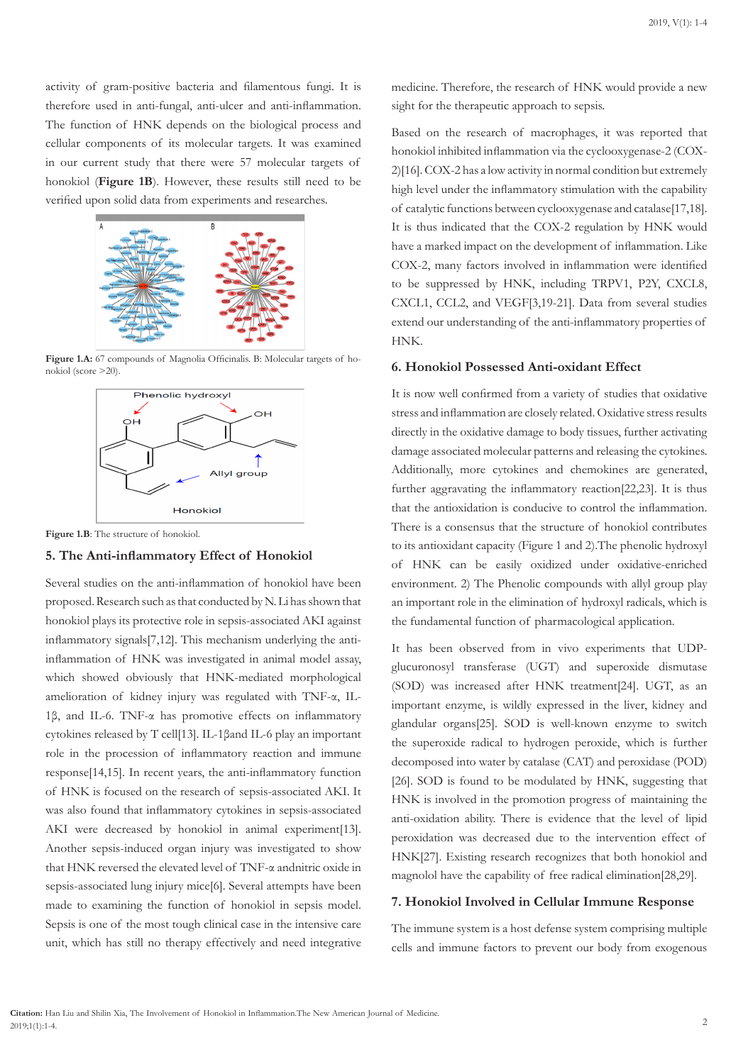activity of gram-positive bacteria and filamentous fungi. It is therefore used in anti-fungal, anti-ulcer and anti-inflammation. The function of HNK depends on the biological process and cellular components of its molecular targets. It was examined in our current study that there were 57 molecular targets of honokiol (**Figure 1B**). However, these results still need to be verified upon solid data from experiments and researches.

**Figure 1.A:** 67 compounds of Magnolia Officinalis. B: Molecular targets of honokiol (score >20).

**Figure 1.B**: The structure of honokiol.

## 5. The Anti-inflammatory Effect of Honokiol

Several studies on the anti-inflammation of honokiol have been proposed. Research such as that conducted by N. Li has shown that honokiol plays its protective role in sepsis-associated AKI against inflammatory signals[7,12]. This mechanism underlying the anti-inflammation of HNK was investigated in animal model assay, which showed obviously that HNK-mediated morphological amelioration of kidney injury was regulated with TNF-α, IL-1β, and IL-6. TNF-α has promotive effects on inflammatory cytokines released by T cell[13]. IL-1βand IL-6 play an important role in the procession of inflammatory reaction and immune response[14,15]. In recent years, the anti-inflammatory function of HNK is focused on the research of sepsis-associated AKI. It was also found that inflammatory cytokines in sepsis-associated AKI were decreased by honokiol in animal experiment[13]. Another sepsis-induced organ injury was investigated to show that HNK reversed the elevated level of TNF-α andnitric oxide in sepsis-associated lung injury mice[6]. Several attempts have been made to examining the function of honokiol in sepsis model. Sepsis is one of the most tough clinical case in the intensive care unit, which has still no therapy effectively and need integrative medicine. Therefore, the research of HNK would provide a new sight for the therapeutic approach to sepsis.

Based on the research of macrophages, it was reported that honokiol inhibited inflammation via the cyclooxygenase-2 (COX-2)[16]. COX-2 has a low activity in normal condition but extremely high level under the inflammatory stimulation with the capability of catalytic functions between cyclooxygenase and catalase[17,18]. It is thus indicated that the COX-2 regulation by HNK would have a marked impact on the development of inflammation. Like COX-2, many factors involved in inflammation were identified to be suppressed by HNK, including TRPV1, P2Y, CXCL8, CXCL1, CCL2, and VEGF[3,19-21]. Data from several studies extend our understanding of the anti-inflammatory properties of HNK.

## 6. Honokiol Possessed Anti-oxidant Effect

It is now well confirmed from a variety of studies that oxidative stress and inflammation are closely related. Oxidative stress results directly in the oxidative damage to body tissues, further activating damage associated molecular patterns and releasing the cytokines. Additionally, more cytokines and chemokines are generated, further aggravating the inflammatory reaction[22,23]. It is thus that the antioxidation is conducive to control the inflammation. There is a consensus that the structure of honokiol contributes to its antioxidant capacity (Figure 1 and 2).The phenolic hydroxyl of HNK can be easily oxidized under oxidative-enriched environment. 2) The Phenolic compounds with allyl group play an important role in the elimination of hydroxyl radicals, which is the fundamental function of pharmacological application.

It has been observed from in vivo experiments that UDP-glucuronosyl transferase (UGT) and superoxide dismutase (SOD) was increased after HNK treatment[24]. UGT, as an important enzyme, is wildly expressed in the liver, kidney and glandular organs[25]. SOD is well-known enzyme to switch the superoxide radical to hydrogen peroxide, which is further decomposed into water by catalase (CAT) and peroxidase (POD)[26]. SOD is found to be modulated by HNK, suggesting that HNK is involved in the promotion progress of maintaining the anti-oxidation ability. There is evidence that the level of lipid peroxidation was decreased due to the intervention effect of HNK[27]. Existing research recognizes that both honokiol and magnolol have the capability of free radical elimination[28,29].

## 7. Honokiol Involved in Cellular Immune Response

The immune system is a host defense system comprising multiple cells and immune factors to prevent our body from exogenous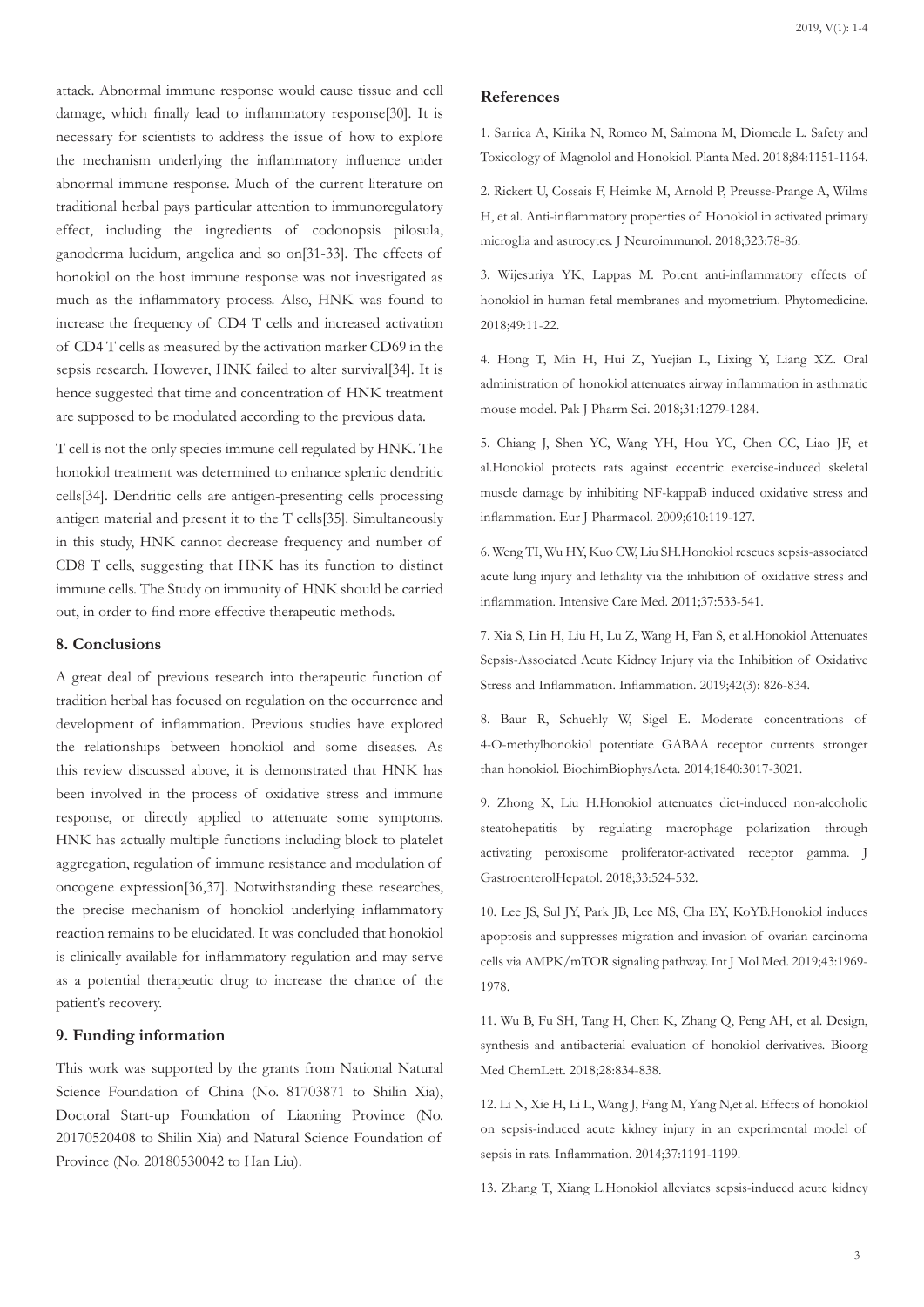attack. Abnormal immune response would cause tissue and cell damage, which finally lead to inflammatory response[30]. It is necessary for scientists to address the issue of how to explore the mechanism underlying the inflammatory influence under abnormal immune response. Much of the current literature on traditional herbal pays particular attention to immunoregulatory effect, including the ingredients of codonopsis pilosula, ganoderma lucidum, angelica and so on[31-33]. The effects of honokiol on the host immune response was not investigated as much as the inflammatory process. Also, HNK was found to increase the frequency of CD4 T cells and increased activation of CD4 T cells as measured by the activation marker CD69 in the sepsis research. However, HNK failed to alter survival[34]. It is hence suggested that time and concentration of HNK treatment are supposed to be modulated according to the previous data.

T cell is not the only species immune cell regulated by HNK. The honokiol treatment was determined to enhance splenic dendritic cells[34]. Dendritic cells are antigen-presenting cells processing antigen material and present it to the T cells[35]. Simultaneously in this study, HNK cannot decrease frequency and number of CD8 T cells, suggesting that HNK has its function to distinct immune cells. The Study on immunity of HNK should be carried out, in order to find more effective therapeutic methods.

## 8. Conclusions

A great deal of previous research into therapeutic function of tradition herbal has focused on regulation on the occurrence and development of inflammation. Previous studies have explored the relationships between honokiol and some diseases. As this review discussed above, it is demonstrated that HNK has been involved in the process of oxidative stress and immune response, or directly applied to attenuate some symptoms. HNK has actually multiple functions including block to platelet aggregation, regulation of immune resistance and modulation of oncogene expression[36,37]. Notwithstanding these researches, the precise mechanism of honokiol underlying inflammatory reaction remains to be elucidated. It was concluded that honokiol is clinically available for inflammatory regulation and may serve as a potential therapeutic drug to increase the chance of the patient's recovery.

## 9. Funding information

This work was supported by the grants from National Natural Science Foundation of China (No. 81703871 to Shilin Xia), Doctoral Start-up Foundation of Liaoning Province (No. 20170520408 to Shilin Xia) and Natural Science Foundation of Province (No. 20180530042 to Han Liu).

## References

1. Sarrica A, Kirika N, Romeo M, Salmona M, Diomede L. Safety and Toxicology of Magnolol and Honokiol. Planta Med. 2018;84:1151-1164.

2. Rickert U, Cossais F, Heimke M, Arnold P, Preusse-Prange A, Wilms H, et al. Anti-inflammatory properties of Honokiol in activated primary microglia and astrocytes. J Neuroimmunol. 2018;323:78-86.

3. Wijesuriya YK, Lappas M. Potent anti-inflammatory effects of honokiol in human fetal membranes and myometrium. Phytomedicine. 2018;49:11-22.

4. Hong T, Min H, Hui Z, Yuejian L, Lixing Y, Liang XZ. Oral administration of honokiol attenuates airway inflammation in asthmatic mouse model. Pak J Pharm Sci. 2018;31:1279-1284.

5. Chiang J, Shen YC, Wang YH, Hou YC, Chen CC, Liao JF, et al.Honokiol protects rats against eccentric exercise-induced skeletal muscle damage by inhibiting NF-kappaB induced oxidative stress and inflammation. Eur J Pharmacol. 2009;610:119-127.

6. Weng TI, Wu HY, Kuo CW, Liu SH.Honokiol rescues sepsis-associated acute lung injury and lethality via the inhibition of oxidative stress and inflammation. Intensive Care Med. 2011;37:533-541.

7. Xia S, Lin H, Liu H, Lu Z, Wang H, Fan S, et al.Honokiol Attenuates Sepsis-Associated Acute Kidney Injury via the Inhibition of Oxidative Stress and Inflammation. Inflammation. 2019;42(3): 826-834.

8. Baur R, Schuehly W, Sigel E. Moderate concentrations of 4-O-methylhonokiol potentiate GABAA receptor currents stronger than honokiol. BiochimBiophysActa. 2014;1840:3017-3021.

9. Zhong X, Liu H.Honokiol attenuates diet-induced non-alcoholic steatohepatitis by regulating macrophage polarization through activating peroxisome proliferator-activated receptor gamma. J GastroenterolHepatol. 2018;33:524-532.

10. Lee JS, Sul JY, Park JB, Lee MS, Cha EY, KoYB.Honokiol induces apoptosis and suppresses migration and invasion of ovarian carcinoma cells via AMPK/mTOR signaling pathway. Int J Mol Med. 2019;43:1969-1978.

11. Wu B, Fu SH, Tang H, Chen K, Zhang Q, Peng AH, et al. Design, synthesis and antibacterial evaluation of honokiol derivatives. Bioorg Med ChemLett. 2018;28:834-838.

12. Li N, Xie H, Li L, Wang J, Fang M, Yang N,et al. Effects of honokiol on sepsis-induced acute kidney injury in an experimental model of sepsis in rats. Inflammation. 2014;37:1191-1199.

13. Zhang T, Xiang L.Honokiol alleviates sepsis-induced acute kidney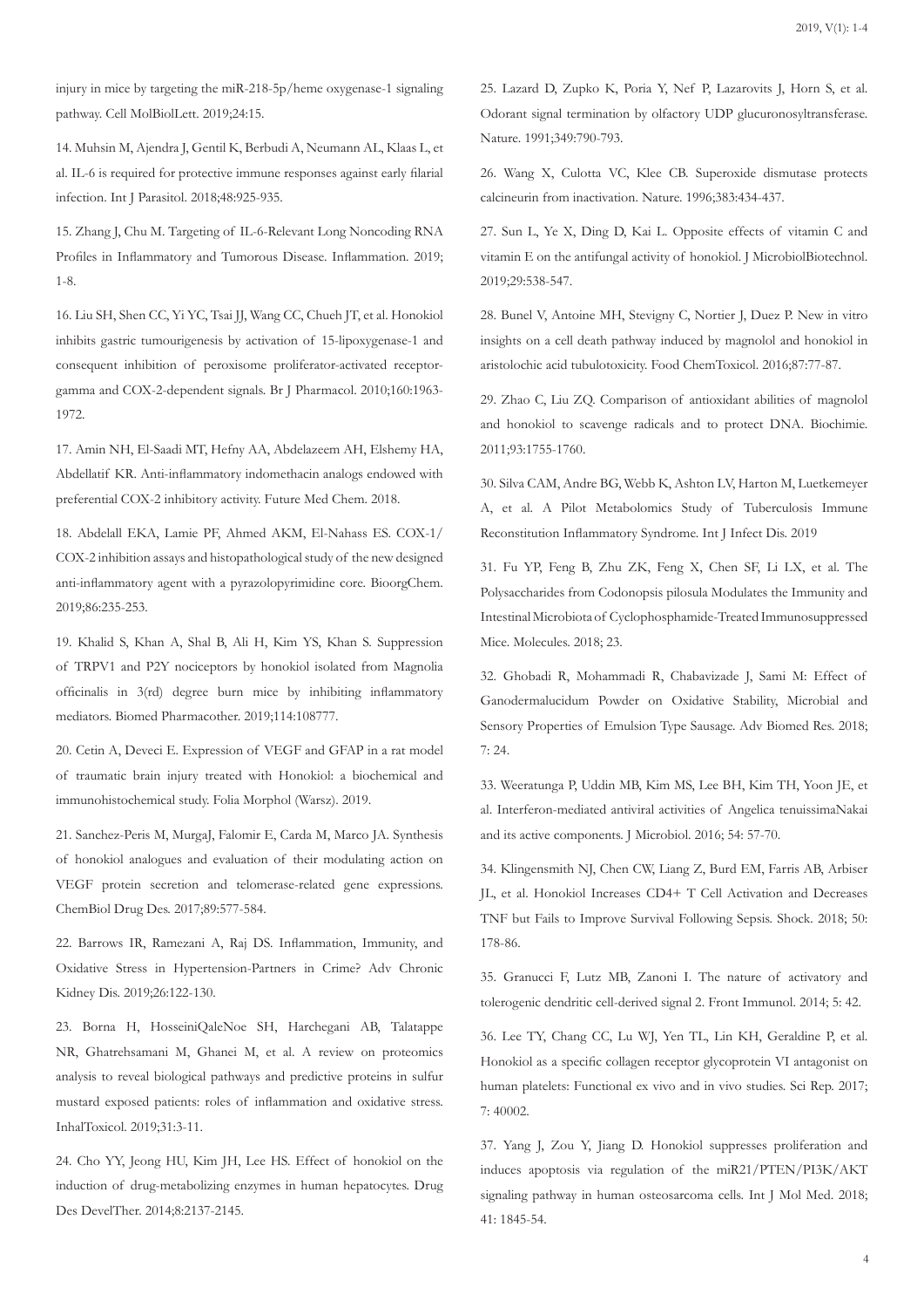injury in mice by targeting the miR-218-5p/heme oxygenase-1 signaling pathway. Cell MolBiolLett. 2019;24:15.

14. Muhsin M, Ajendra J, Gentil K, Berbudi A, Neumann AL, Klaas L, et al. IL-6 is required for protective immune responses against early filarial infection. Int J Parasitol. 2018;48:925-935.

15. Zhang J, Chu M. Targeting of IL-6-Relevant Long Noncoding RNA Profiles in Inflammatory and Tumorous Disease. Inflammation. 2019; 1-8.

16. Liu SH, Shen CC, Yi YC, Tsai JJ, Wang CC, Chueh JT, et al. Honokiol inhibits gastric tumourigenesis by activation of 15-lipoxygenase-1 and consequent inhibition of peroxisome proliferator-activated receptor-gamma and COX-2-dependent signals. Br J Pharmacol. 2010;160:1963-1972.

17. Amin NH, El-Saadi MT, Hefny AA, Abdelazeem AH, Elshemy HA, Abdellatif KR. Anti-inflammatory indomethacin analogs endowed with preferential COX-2 inhibitory activity. Future Med Chem. 2018.

18. Abdelall EKA, Lamie PF, Ahmed AKM, El-Nahass ES. COX-1/COX-2 inhibition assays and histopathological study of the new designed anti-inflammatory agent with a pyrazolopyrimidine core. BioorgChem. 2019;86:235-253.

19. Khalid S, Khan A, Shal B, Ali H, Kim YS, Khan S. Suppression of TRPV1 and P2Y nociceptors by honokiol isolated from Magnolia officinalis in 3(rd) degree burn mice by inhibiting inflammatory mediators. Biomed Pharmacother. 2019;114:108777.

20. Cetin A, Deveci E. Expression of VEGF and GFAP in a rat model of traumatic brain injury treated with Honokiol: a biochemical and immunohistochemical study. Folia Morphol (Warsz). 2019.

21. Sanchez-Peris M, MurgaJ, Falomir E, Carda M, Marco JA. Synthesis of honokiol analogues and evaluation of their modulating action on VEGF protein secretion and telomerase-related gene expressions. ChemBiol Drug Des. 2017;89:577-584.

22. Barrows IR, Ramezani A, Raj DS. Inflammation, Immunity, and Oxidative Stress in Hypertension-Partners in Crime? Adv Chronic Kidney Dis. 2019;26:122-130.

23. Borna H, HosseiniQaleNoe SH, Harchegani AB, Talatappe NR, Ghatrehsamani M, Ghanei M, et al. A review on proteomics analysis to reveal biological pathways and predictive proteins in sulfur mustard exposed patients: roles of inflammation and oxidative stress. InhalToxicol. 2019;31:3-11.

24. Cho YY, Jeong HU, Kim JH, Lee HS. Effect of honokiol on the induction of drug-metabolizing enzymes in human hepatocytes. Drug Des DevelTher. 2014;8:2137-2145.

25. Lazard D, Zupko K, Poria Y, Nef P, Lazarovits J, Horn S, et al. Odorant signal termination by olfactory UDP glucuronosyltransferase. Nature. 1991;349:790-793.

26. Wang X, Culotta VC, Klee CB. Superoxide dismutase protects calcineurin from inactivation. Nature. 1996;383:434-437.

27. Sun L, Ye X, Ding D, Kai L. Opposite effects of vitamin C and vitamin E on the antifungal activity of honokiol. J MicrobiolBiotechnol. 2019;29:538-547.

28. Bunel V, Antoine MH, Stevigny C, Nortier J, Duez P. New in vitro insights on a cell death pathway induced by magnolol and honokiol in aristolochic acid tubulotoxicity. Food ChemToxicol. 2016;87:77-87.

29. Zhao C, Liu ZQ. Comparison of antioxidant abilities of magnolol and honokiol to scavenge radicals and to protect DNA. Biochimie. 2011;93:1755-1760.

30. Silva CAM, Andre BG, Webb K, Ashton LV, Harton M, Luetkemeyer A, et al. A Pilot Metabolomics Study of Tuberculosis Immune Reconstitution Inflammatory Syndrome. Int J Infect Dis. 2019

31. Fu YP, Feng B, Zhu ZK, Feng X, Chen SF, Li LX, et al. The Polysaccharides from Codonopsis pilosula Modulates the Immunity and Intestinal Microbiota of Cyclophosphamide-Treated Immunosuppressed Mice. Molecules. 2018; 23.

32. Ghobadi R, Mohammadi R, Chabavizade J, Sami M: Effect of Ganodermalucidum Powder on Oxidative Stability, Microbial and Sensory Properties of Emulsion Type Sausage. Adv Biomed Res. 2018; 7: 24.

33. Weeratunga P, Uddin MB, Kim MS, Lee BH, Kim TH, Yoon JE, et al. Interferon-mediated antiviral activities of Angelica tenuissimaNakai and its active components. J Microbiol. 2016; 54: 57-70.

34. Klingensmith NJ, Chen CW, Liang Z, Burd EM, Farris AB, Arbiser JL, et al. Honokiol Increases CD4+ T Cell Activation and Decreases TNF but Fails to Improve Survival Following Sepsis. Shock. 2018; 50: 178-86.

35. Granucci F, Lutz MB, Zanoni I. The nature of activatory and tolerogenic dendritic cell-derived signal 2. Front Immunol. 2014; 5: 42.

36. Lee TY, Chang CC, Lu WJ, Yen TL, Lin KH, Geraldine P, et al. Honokiol as a specific collagen receptor glycoprotein VI antagonist on human platelets: Functional ex vivo and in vivo studies. Sci Rep. 2017; 7: 40002.

37. Yang J, Zou Y, Jiang D. Honokiol suppresses proliferation and induces apoptosis via regulation of the miR21/PTEN/PI3K/AKT signaling pathway in human osteosarcoma cells. Int J Mol Med. 2018; 41: 1845-54.